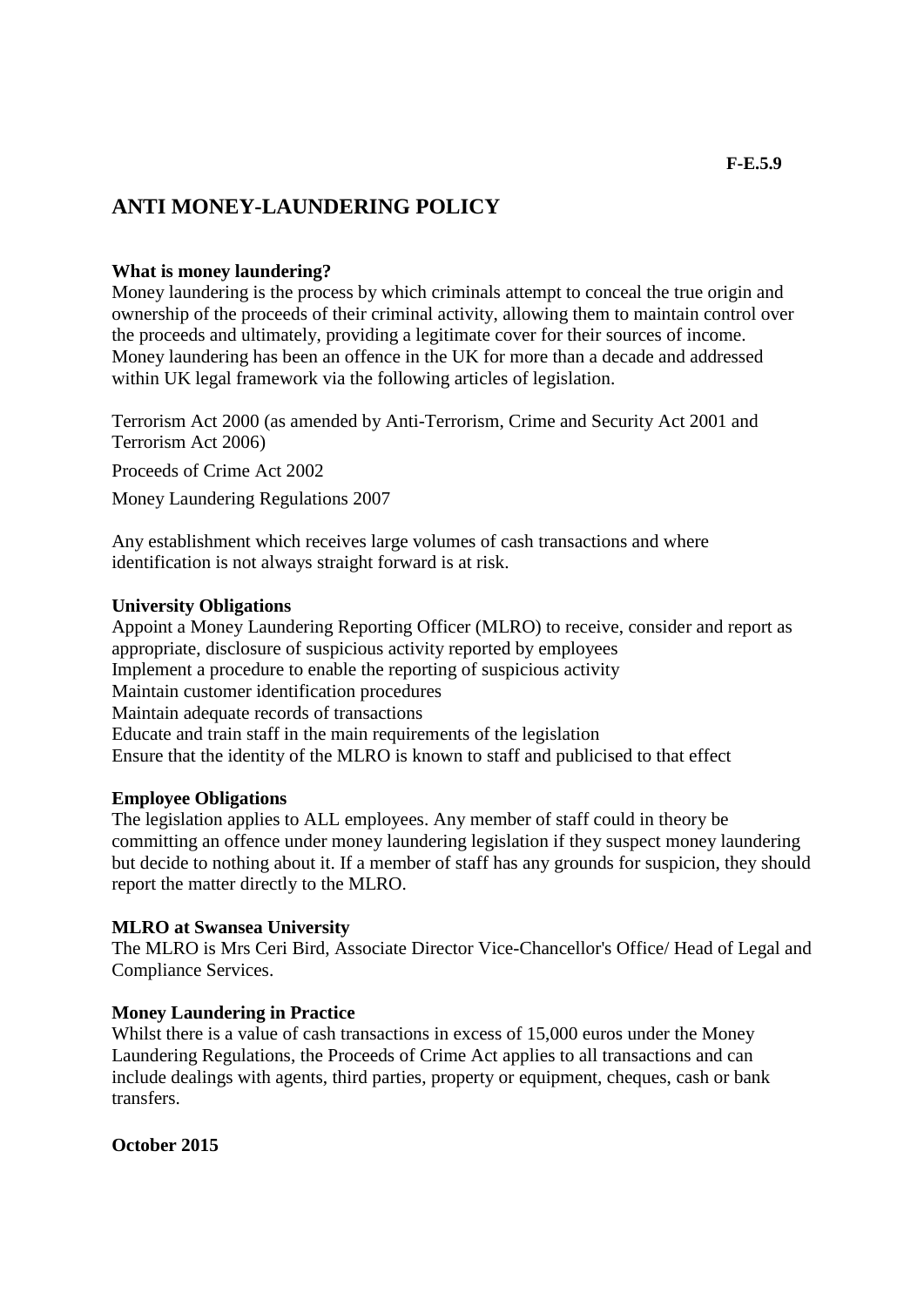**F-E.5.9**

# ANTI MONEY-LAUNDERING POLICY

**What is money laundering?**

Money laundering is the process by which criminals attempt to conceal the true origin and ownership of the proceeds of their criminal activity, allowing them to maintain control over the proceeds and ultimately, providing a legitimate cover for their sources of income. Money laundering has been an offence in the UK for more than a decade and addressed within UK legal framework via the following articles of legislation.

Terrorism Act 2000 (as amended by Anti-Terrorism, Crime and Security Act 2001 and Terrorism Act 2006)

Proceeds of Crime Act 2002

Money Laundering Regulations 2007

Any establishment which receives large volumes of cash transactions and where identification is not always straight forward is at risk.

**University Obligations**

Appoint a Money Laundering Reporting Officer (MLRO) to receive, consider and report as appropriate, disclosure of suspicious activity reported by employees
Implement a procedure to enable the reporting of suspicious activity
Maintain customer identification procedures
Maintain adequate records of transactions
Educate and train staff in the main requirements of the legislation
Ensure that the identity of the MLRO is known to staff and publicised to that effect

**Employee Obligations**

The legislation applies to ALL employees. Any member of staff could in theory be committing an offence under money laundering legislation if they suspect money laundering but decide to nothing about it. If a member of staff has any grounds for suspicion, they should report the matter directly to the MLRO.

**MLRO at Swansea University**

The MLRO is Mrs Ceri Bird, Associate Director Vice-Chancellor's Office/ Head of Legal and Compliance Services.

**Money Laundering in Practice**

Whilst there is a value of cash transactions in excess of 15,000 euros under the Money Laundering Regulations, the Proceeds of Crime Act applies to all transactions and can include dealings with agents, third parties, property or equipment, cheques, cash or bank transfers.

**October 2015**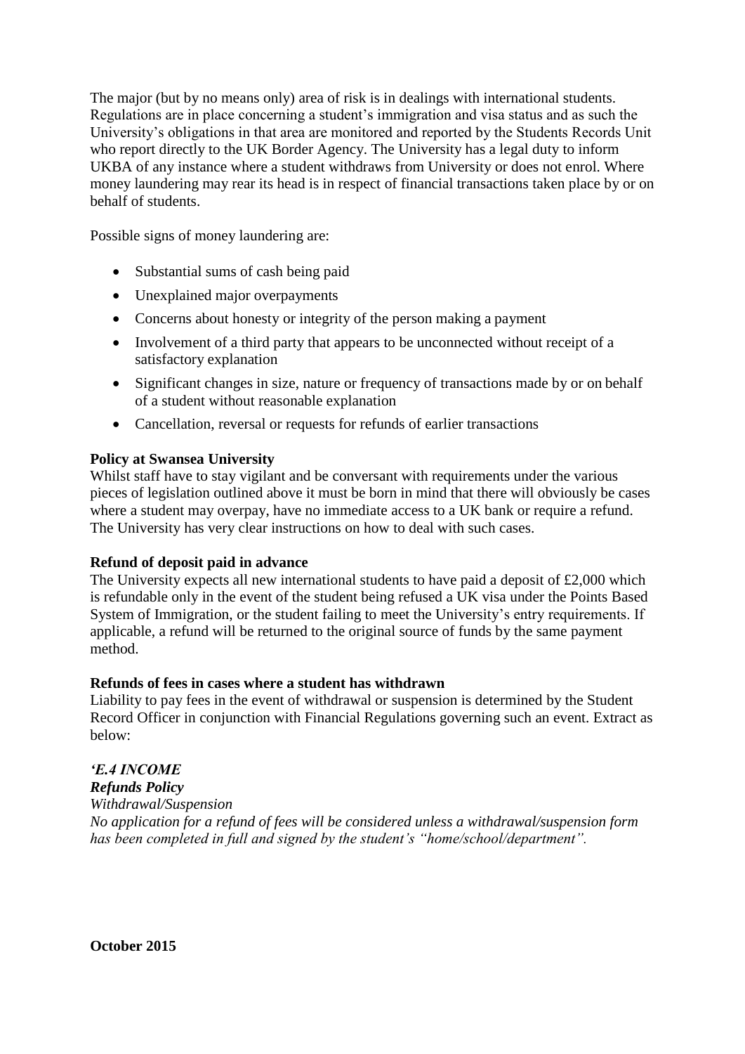The major (but by no means only) area of risk is in dealings with international students. Regulations are in place concerning a student's immigration and visa status and as such the University's obligations in that area are monitored and reported by the Students Records Unit who report directly to the UK Border Agency. The University has a legal duty to inform UKBA of any instance where a student withdraws from University or does not enrol. Where money laundering may rear its head is in respect of financial transactions taken place by or on behalf of students.

Possible signs of money laundering are:

- Substantial sums of cash being paid
- Unexplained major overpayments
- Concerns about honesty or integrity of the person making a payment
- Involvement of a third party that appears to be unconnected without receipt of a satisfactory explanation
- Significant changes in size, nature or frequency of transactions made by or on behalf of a student without reasonable explanation
- Cancellation, reversal or requests for refunds of earlier transactions

**Policy at Swansea University**

Whilst staff have to stay vigilant and be conversant with requirements under the various pieces of legislation outlined above it must be born in mind that there will obviously be cases where a student may overpay, have no immediate access to a UK bank or require a refund. The University has very clear instructions on how to deal with such cases.

**Refund of deposit paid in advance**

The University expects all new international students to have paid a deposit of £2,000 which is refundable only in the event of the student being refused a UK visa under the Points Based System of Immigration, or the student failing to meet the University's entry requirements. If applicable, a refund will be returned to the original source of funds by the same payment method.

**Refunds of fees in cases where a student has withdrawn**

Liability to pay fees in the event of withdrawal or suspension is determined by the Student Record Officer in conjunction with Financial Regulations governing such an event. Extract as below:

***'E.4 INCOME***

***Refunds Policy***

*Withdrawal/Suspension*

*No application for a refund of fees will be considered unless a withdrawal/suspension form has been completed in full and signed by the student's "home/school/department".*

**October 2015**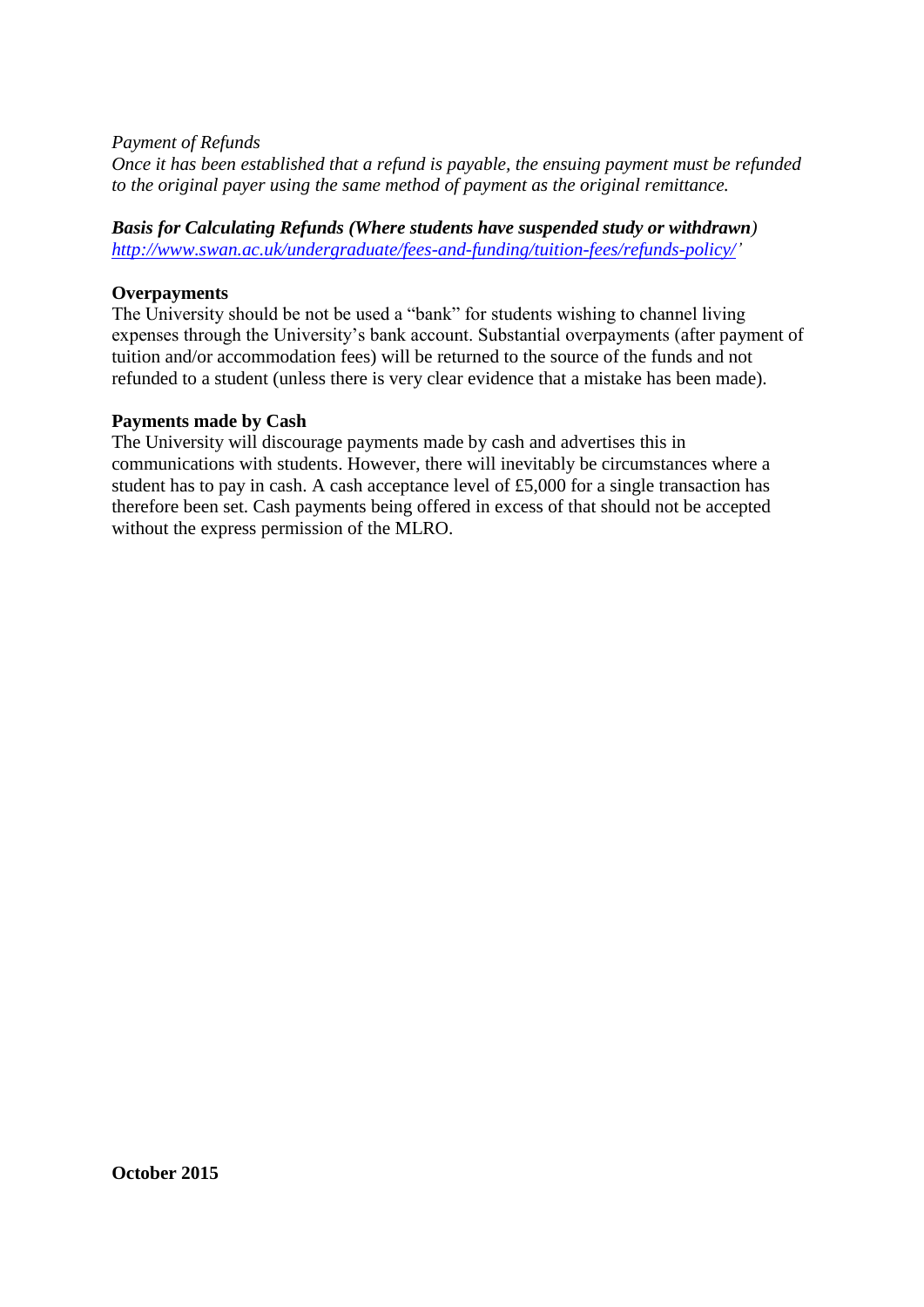*Payment of Refunds*
*Once it has been established that a refund is payable, the ensuing payment must be refunded to the original payer using the same method of payment as the original remittance.*

***Basis for Calculating Refunds (Where students have suspended study or withdrawn)***
*[http://www.swan.ac.uk/undergraduate/fees-and-funding/tuition-fees/refunds-policy/](http://www.swan.ac.uk/undergraduate/fees-and-funding/tuition-fees/refunds-policy/)'*

**Overpayments**

The University should be not be used a "bank" for students wishing to channel living expenses through the University's bank account. Substantial overpayments (after payment of tuition and/or accommodation fees) will be returned to the source of the funds and not refunded to a student (unless there is very clear evidence that a mistake has been made).

**Payments made by Cash**

The University will discourage payments made by cash and advertises this in communications with students. However, there will inevitably be circumstances where a student has to pay in cash. A cash acceptance level of £5,000 for a single transaction has therefore been set. Cash payments being offered in excess of that should not be accepted without the express permission of the MLRO.

**October 2015**